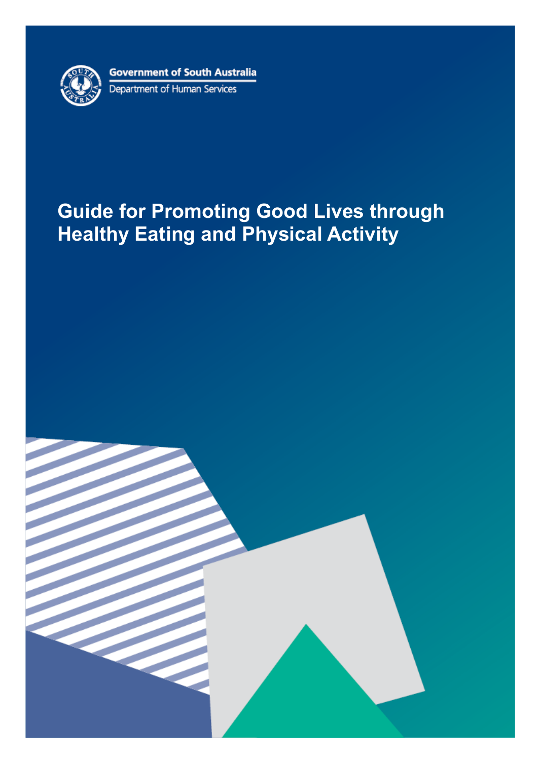Government of South Australia

Department of Human Services

# Guide for Promoting Good Lives through Healthy Eating and Physical Activity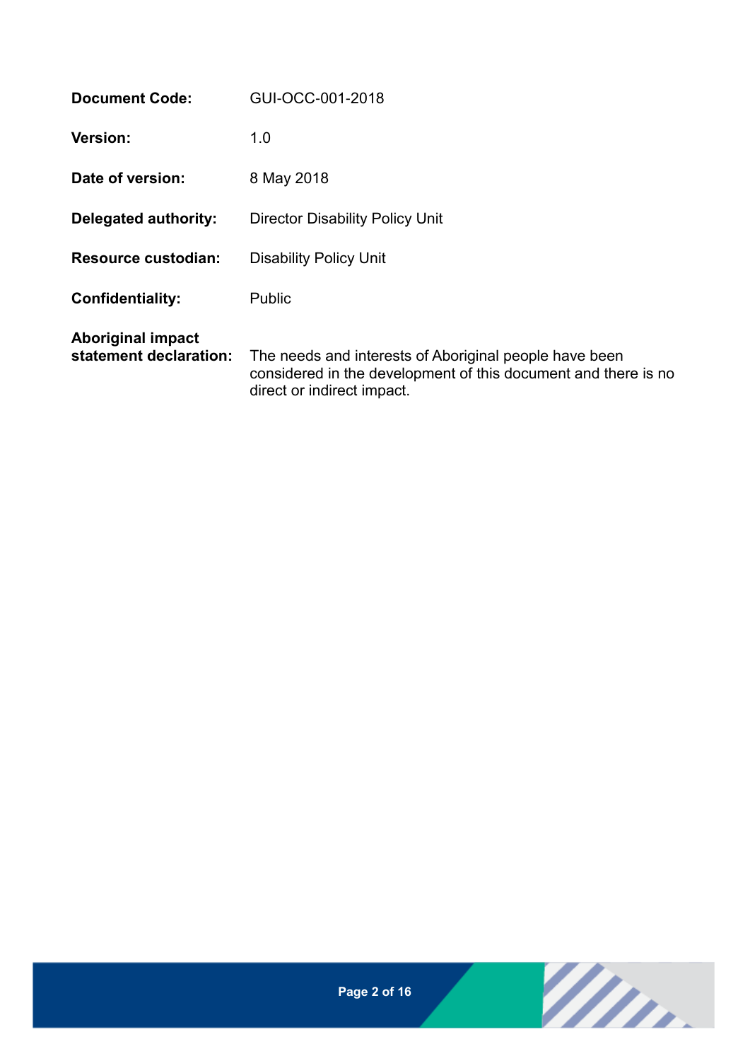| | |
|---|---|
| **Document Code:** | GUI-OCC-001-2018 |
| **Version:** | 1.0 |
| **Date of version:** | 8 May 2018 |
| **Delegated authority:** | Director Disability Policy Unit |
| **Resource custodian:** | Disability Policy Unit |
| **Confidentiality:** | Public |
| **Aboriginal impact statement declaration:** | The needs and interests of Aboriginal people have been considered in the development of this document and there is no direct or indirect impact. |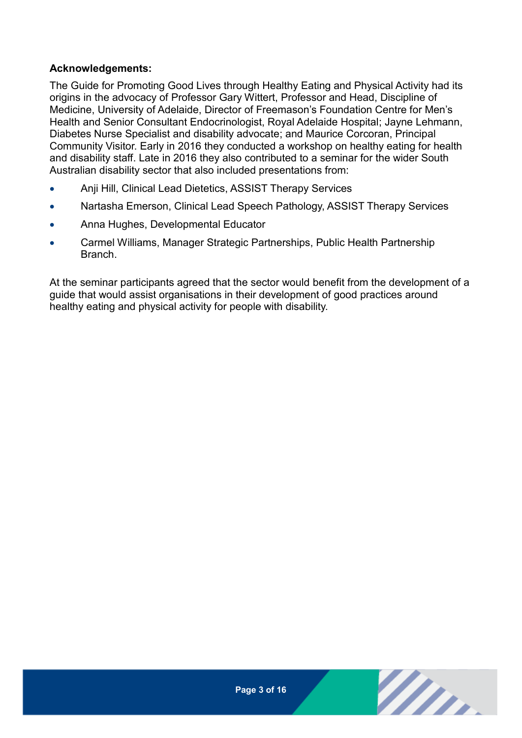**Acknowledgements:**

The Guide for Promoting Good Lives through Healthy Eating and Physical Activity had its origins in the advocacy of Professor Gary Wittert, Professor and Head, Discipline of Medicine, University of Adelaide, Director of Freemason's Foundation Centre for Men's Health and Senior Consultant Endocrinologist, Royal Adelaide Hospital; Jayne Lehmann, Diabetes Nurse Specialist and disability advocate; and Maurice Corcoran, Principal Community Visitor. Early in 2016 they conducted a workshop on healthy eating for health and disability staff. Late in 2016 they also contributed to a seminar for the wider South Australian disability sector that also included presentations from:

- Anji Hill, Clinical Lead Dietetics, ASSIST Therapy Services
- Nartasha Emerson, Clinical Lead Speech Pathology, ASSIST Therapy Services
- Anna Hughes, Developmental Educator
- Carmel Williams, Manager Strategic Partnerships, Public Health Partnership Branch.

At the seminar participants agreed that the sector would benefit from the development of a guide that would assist organisations in their development of good practices around healthy eating and physical activity for people with disability.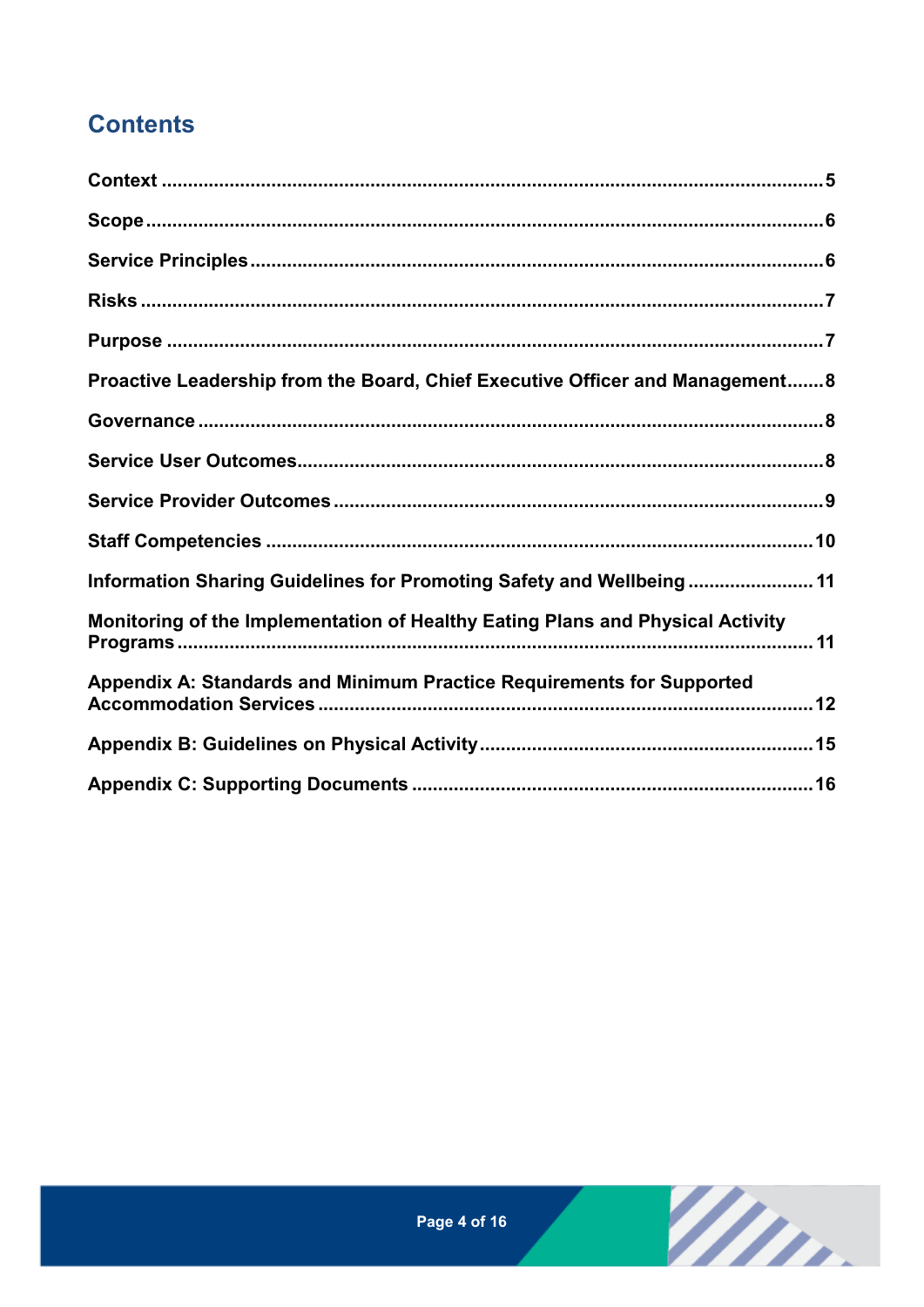## Contents

**Context** ..... 5

**Scope** ..... 6

**Service Principles** ..... 6

**Risks** ..... 7

**Purpose** ..... 7

**Proactive Leadership from the Board, Chief Executive Officer and Management** ..... 8

**Governance** ..... 8

**Service User Outcomes** ..... 8

**Service Provider Outcomes** ..... 9

**Staff Competencies** ..... 10

**Information Sharing Guidelines for Promoting Safety and Wellbeing** ..... 11

**Monitoring of the Implementation of Healthy Eating Plans and Physical Activity Programs** ..... 11

**Appendix A: Standards and Minimum Practice Requirements for Supported Accommodation Services** ..... 12

**Appendix B: Guidelines on Physical Activity** ..... 15

**Appendix C: Supporting Documents** ..... 16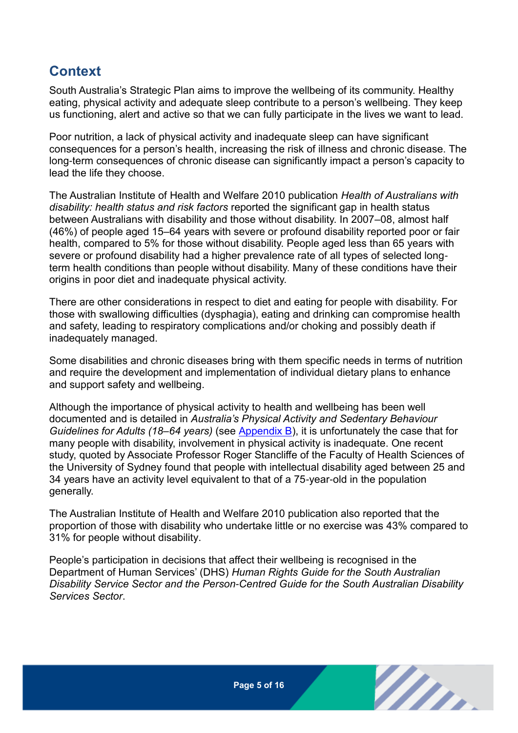## Context

South Australia's Strategic Plan aims to improve the wellbeing of its community. Healthy eating, physical activity and adequate sleep contribute to a person's wellbeing. They keep us functioning, alert and active so that we can fully participate in the lives we want to lead.

Poor nutrition, a lack of physical activity and inadequate sleep can have significant consequences for a person's health, increasing the risk of illness and chronic disease. The long-term consequences of chronic disease can significantly impact a person's capacity to lead the life they choose.

The Australian Institute of Health and Welfare 2010 publication *Health of Australians with disability: health status and risk factors* reported the significant gap in health status between Australians with disability and those without disability. In 2007–08, almost half (46%) of people aged 15–64 years with severe or profound disability reported poor or fair health, compared to 5% for those without disability. People aged less than 65 years with severe or profound disability had a higher prevalence rate of all types of selected long-term health conditions than people without disability. Many of these conditions have their origins in poor diet and inadequate physical activity.

There are other considerations in respect to diet and eating for people with disability. For those with swallowing difficulties (dysphagia), eating and drinking can compromise health and safety, leading to respiratory complications and/or choking and possibly death if inadequately managed.

Some disabilities and chronic diseases bring with them specific needs in terms of nutrition and require the development and implementation of individual dietary plans to enhance and support safety and wellbeing.

Although the importance of physical activity to health and wellbeing has been well documented and is detailed in *Australia's Physical Activity and Sedentary Behaviour Guidelines for Adults (18–64 years)* (see Appendix B), it is unfortunately the case that for many people with disability, involvement in physical activity is inadequate. One recent study, quoted by Associate Professor Roger Stancliffe of the Faculty of Health Sciences of the University of Sydney found that people with intellectual disability aged between 25 and 34 years have an activity level equivalent to that of a 75-year-old in the population generally.

The Australian Institute of Health and Welfare 2010 publication also reported that the proportion of those with disability who undertake little or no exercise was 43% compared to 31% for people without disability.

People's participation in decisions that affect their wellbeing is recognised in the Department of Human Services' (DHS) *Human Rights Guide for the South Australian Disability Service Sector and the Person-Centred Guide for the South Australian Disability Services Sector*.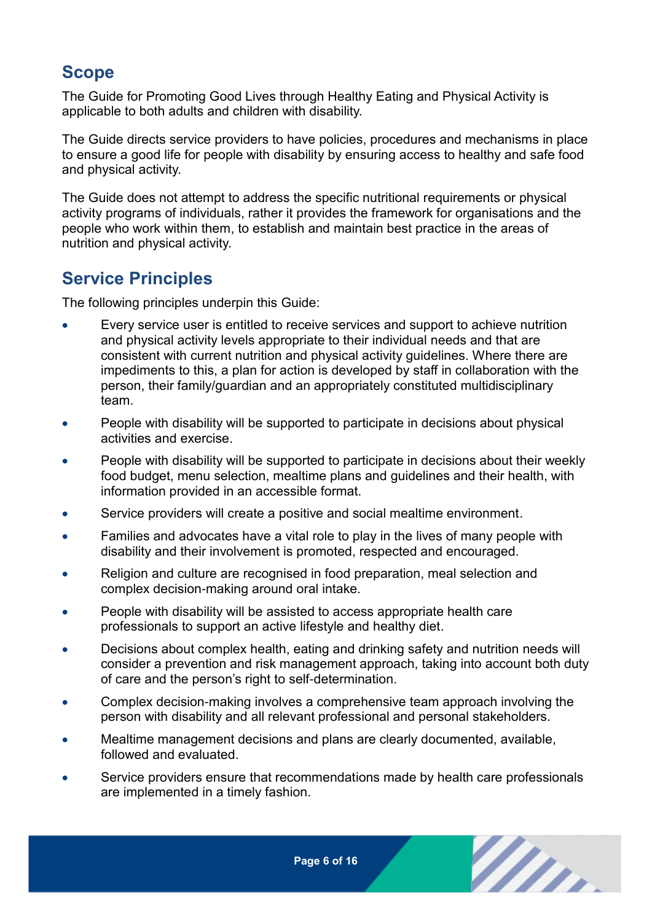## Scope

The Guide for Promoting Good Lives through Healthy Eating and Physical Activity is applicable to both adults and children with disability.

The Guide directs service providers to have policies, procedures and mechanisms in place to ensure a good life for people with disability by ensuring access to healthy and safe food and physical activity.

The Guide does not attempt to address the specific nutritional requirements or physical activity programs of individuals, rather it provides the framework for organisations and the people who work within them, to establish and maintain best practice in the areas of nutrition and physical activity.

## Service Principles

The following principles underpin this Guide:

- Every service user is entitled to receive services and support to achieve nutrition and physical activity levels appropriate to their individual needs and that are consistent with current nutrition and physical activity guidelines. Where there are impediments to this, a plan for action is developed by staff in collaboration with the person, their family/guardian and an appropriately constituted multidisciplinary team.
- People with disability will be supported to participate in decisions about physical activities and exercise.
- People with disability will be supported to participate in decisions about their weekly food budget, menu selection, mealtime plans and guidelines and their health, with information provided in an accessible format.
- Service providers will create a positive and social mealtime environment.
- Families and advocates have a vital role to play in the lives of many people with disability and their involvement is promoted, respected and encouraged.
- Religion and culture are recognised in food preparation, meal selection and complex decision-making around oral intake.
- People with disability will be assisted to access appropriate health care professionals to support an active lifestyle and healthy diet.
- Decisions about complex health, eating and drinking safety and nutrition needs will consider a prevention and risk management approach, taking into account both duty of care and the person's right to self-determination.
- Complex decision-making involves a comprehensive team approach involving the person with disability and all relevant professional and personal stakeholders.
- Mealtime management decisions and plans are clearly documented, available, followed and evaluated.
- Service providers ensure that recommendations made by health care professionals are implemented in a timely fashion.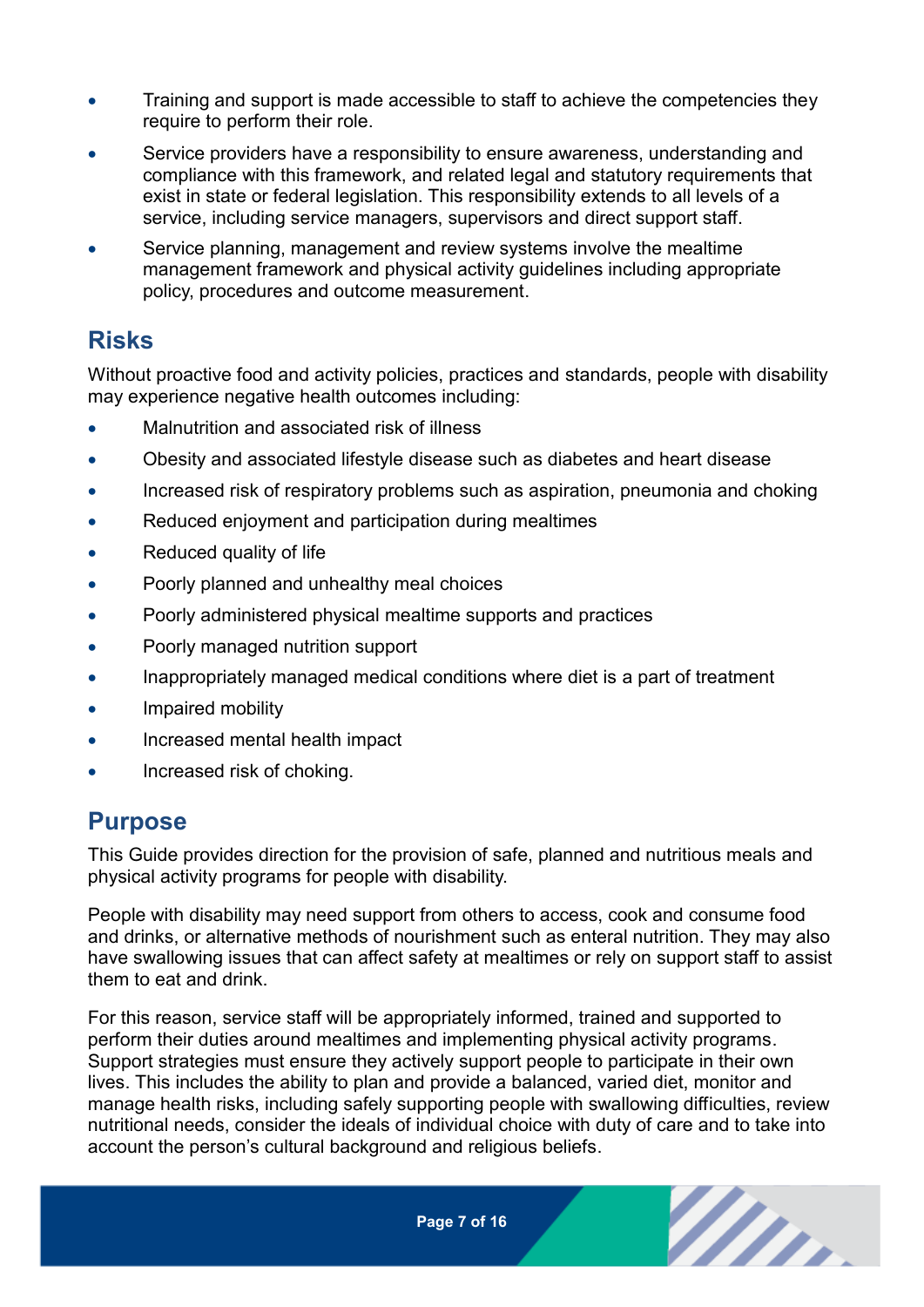- Training and support is made accessible to staff to achieve the competencies they require to perform their role.
- Service providers have a responsibility to ensure awareness, understanding and compliance with this framework, and related legal and statutory requirements that exist in state or federal legislation. This responsibility extends to all levels of a service, including service managers, supervisors and direct support staff.
- Service planning, management and review systems involve the mealtime management framework and physical activity guidelines including appropriate policy, procedures and outcome measurement.

## Risks

Without proactive food and activity policies, practices and standards, people with disability may experience negative health outcomes including:

- Malnutrition and associated risk of illness
- Obesity and associated lifestyle disease such as diabetes and heart disease
- Increased risk of respiratory problems such as aspiration, pneumonia and choking
- Reduced enjoyment and participation during mealtimes
- Reduced quality of life
- Poorly planned and unhealthy meal choices
- Poorly administered physical mealtime supports and practices
- Poorly managed nutrition support
- Inappropriately managed medical conditions where diet is a part of treatment
- Impaired mobility
- Increased mental health impact
- Increased risk of choking.

## Purpose

This Guide provides direction for the provision of safe, planned and nutritious meals and physical activity programs for people with disability.

People with disability may need support from others to access, cook and consume food and drinks, or alternative methods of nourishment such as enteral nutrition. They may also have swallowing issues that can affect safety at mealtimes or rely on support staff to assist them to eat and drink.

For this reason, service staff will be appropriately informed, trained and supported to perform their duties around mealtimes and implementing physical activity programs. Support strategies must ensure they actively support people to participate in their own lives. This includes the ability to plan and provide a balanced, varied diet, monitor and manage health risks, including safely supporting people with swallowing difficulties, review nutritional needs, consider the ideals of individual choice with duty of care and to take into account the person's cultural background and religious beliefs.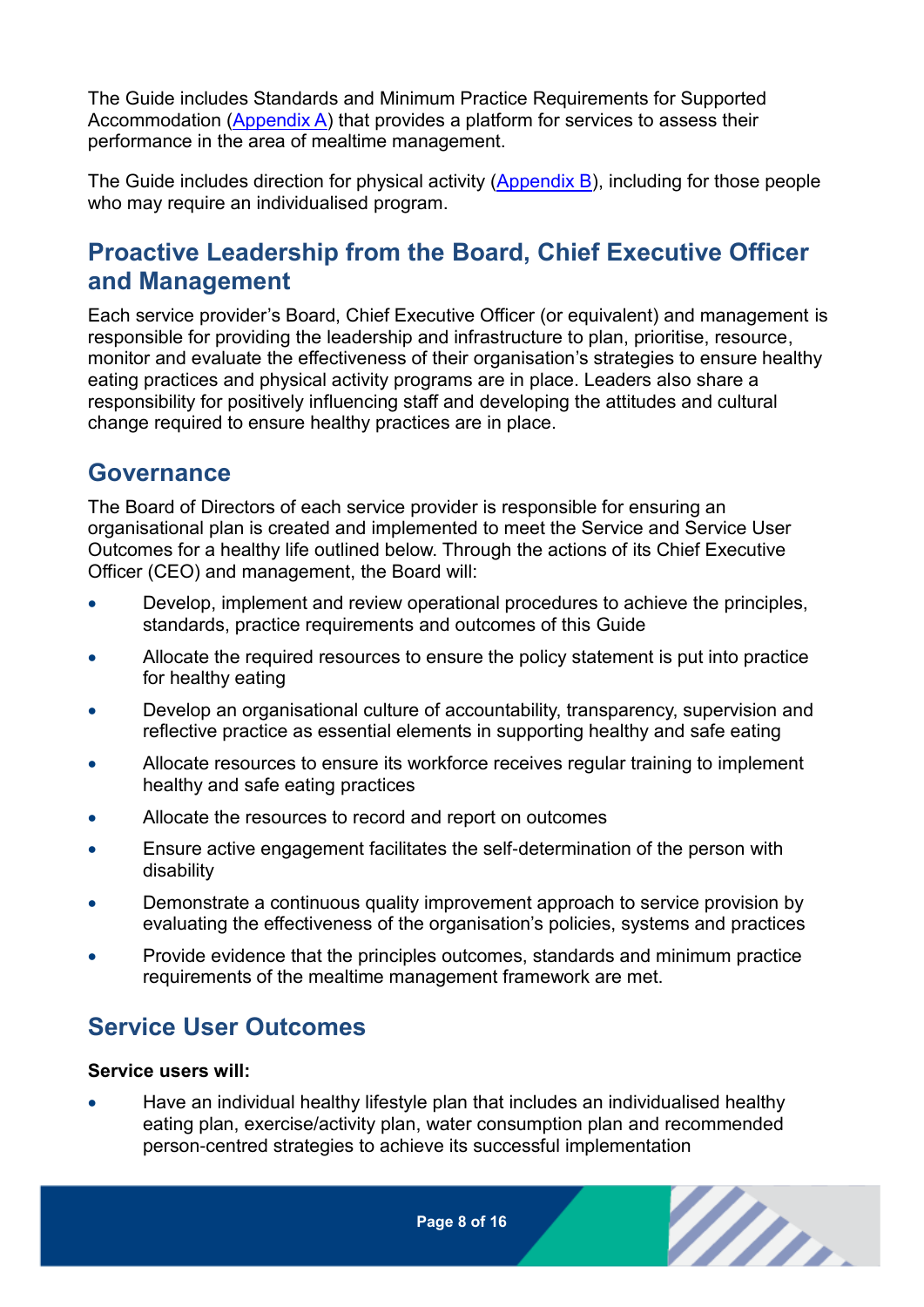The Guide includes Standards and Minimum Practice Requirements for Supported Accommodation (Appendix A) that provides a platform for services to assess their performance in the area of mealtime management.

The Guide includes direction for physical activity (Appendix B), including for those people who may require an individualised program.

## Proactive Leadership from the Board, Chief Executive Officer and Management

Each service provider's Board, Chief Executive Officer (or equivalent) and management is responsible for providing the leadership and infrastructure to plan, prioritise, resource, monitor and evaluate the effectiveness of their organisation's strategies to ensure healthy eating practices and physical activity programs are in place. Leaders also share a responsibility for positively influencing staff and developing the attitudes and cultural change required to ensure healthy practices are in place.

## Governance

The Board of Directors of each service provider is responsible for ensuring an organisational plan is created and implemented to meet the Service and Service User Outcomes for a healthy life outlined below. Through the actions of its Chief Executive Officer (CEO) and management, the Board will:

- Develop, implement and review operational procedures to achieve the principles, standards, practice requirements and outcomes of this Guide
- Allocate the required resources to ensure the policy statement is put into practice for healthy eating
- Develop an organisational culture of accountability, transparency, supervision and reflective practice as essential elements in supporting healthy and safe eating
- Allocate resources to ensure its workforce receives regular training to implement healthy and safe eating practices
- Allocate the resources to record and report on outcomes
- Ensure active engagement facilitates the self-determination of the person with disability
- Demonstrate a continuous quality improvement approach to service provision by evaluating the effectiveness of the organisation's policies, systems and practices
- Provide evidence that the principles outcomes, standards and minimum practice requirements of the mealtime management framework are met.

## Service User Outcomes

**Service users will:**

- Have an individual healthy lifestyle plan that includes an individualised healthy eating plan, exercise/activity plan, water consumption plan and recommended person-centred strategies to achieve its successful implementation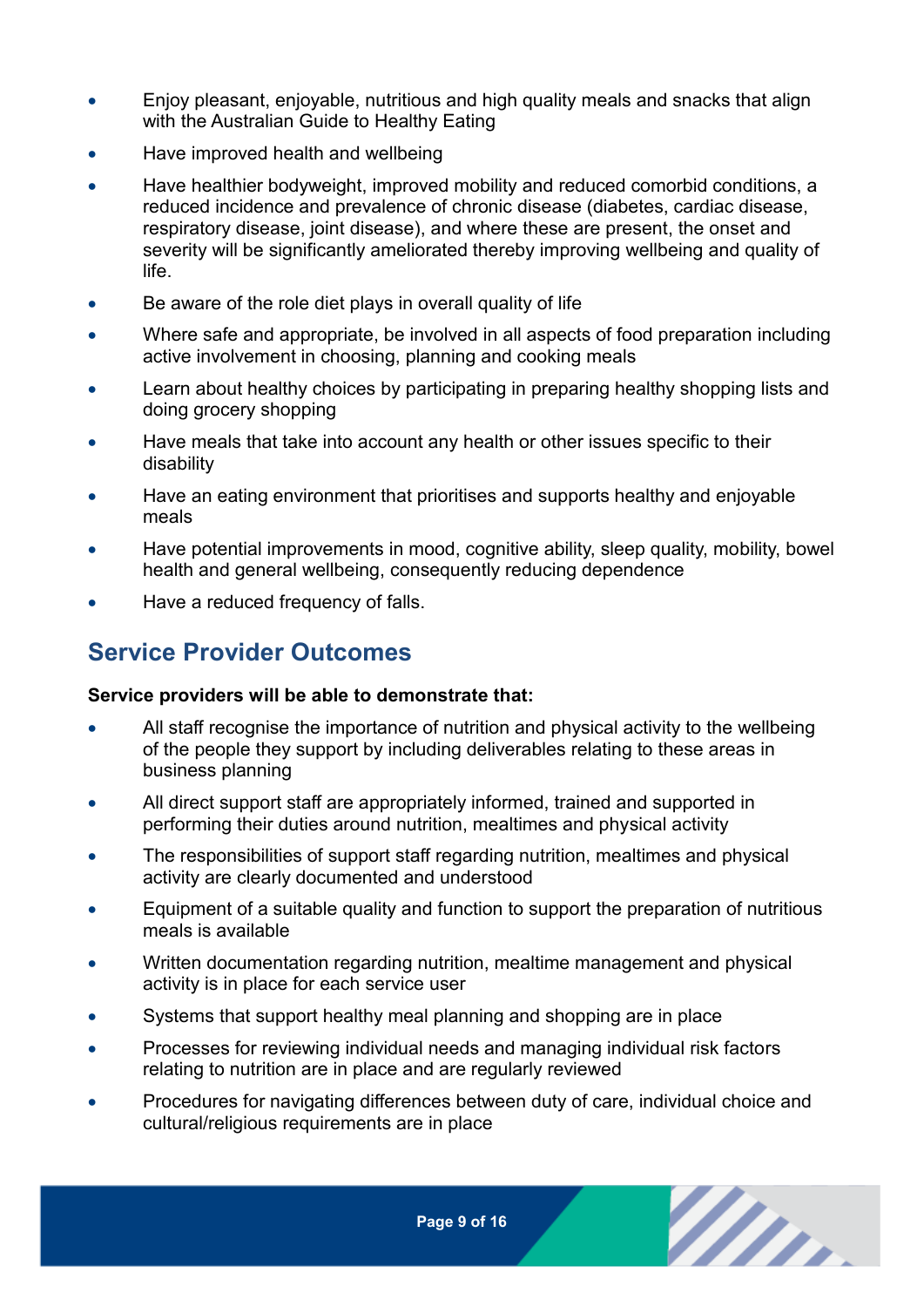- Enjoy pleasant, enjoyable, nutritious and high quality meals and snacks that align with the Australian Guide to Healthy Eating
- Have improved health and wellbeing
- Have healthier bodyweight, improved mobility and reduced comorbid conditions, a reduced incidence and prevalence of chronic disease (diabetes, cardiac disease, respiratory disease, joint disease), and where these are present, the onset and severity will be significantly ameliorated thereby improving wellbeing and quality of life.
- Be aware of the role diet plays in overall quality of life
- Where safe and appropriate, be involved in all aspects of food preparation including active involvement in choosing, planning and cooking meals
- Learn about healthy choices by participating in preparing healthy shopping lists and doing grocery shopping
- Have meals that take into account any health or other issues specific to their disability
- Have an eating environment that prioritises and supports healthy and enjoyable meals
- Have potential improvements in mood, cognitive ability, sleep quality, mobility, bowel health and general wellbeing, consequently reducing dependence
- Have a reduced frequency of falls.

## Service Provider Outcomes

**Service providers will be able to demonstrate that:**

- All staff recognise the importance of nutrition and physical activity to the wellbeing of the people they support by including deliverables relating to these areas in business planning
- All direct support staff are appropriately informed, trained and supported in performing their duties around nutrition, mealtimes and physical activity
- The responsibilities of support staff regarding nutrition, mealtimes and physical activity are clearly documented and understood
- Equipment of a suitable quality and function to support the preparation of nutritious meals is available
- Written documentation regarding nutrition, mealtime management and physical activity is in place for each service user
- Systems that support healthy meal planning and shopping are in place
- Processes for reviewing individual needs and managing individual risk factors relating to nutrition are in place and are regularly reviewed
- Procedures for navigating differences between duty of care, individual choice and cultural/religious requirements are in place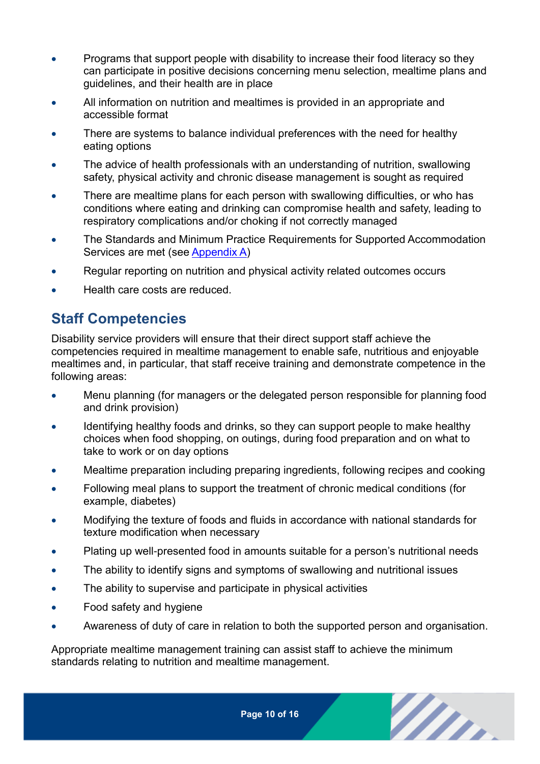- Programs that support people with disability to increase their food literacy so they can participate in positive decisions concerning menu selection, mealtime plans and guidelines, and their health are in place
- All information on nutrition and mealtimes is provided in an appropriate and accessible format
- There are systems to balance individual preferences with the need for healthy eating options
- The advice of health professionals with an understanding of nutrition, swallowing safety, physical activity and chronic disease management is sought as required
- There are mealtime plans for each person with swallowing difficulties, or who has conditions where eating and drinking can compromise health and safety, leading to respiratory complications and/or choking if not correctly managed
- The Standards and Minimum Practice Requirements for Supported Accommodation Services are met (see Appendix A)
- Regular reporting on nutrition and physical activity related outcomes occurs
- Health care costs are reduced.

## Staff Competencies

Disability service providers will ensure that their direct support staff achieve the competencies required in mealtime management to enable safe, nutritious and enjoyable mealtimes and, in particular, that staff receive training and demonstrate competence in the following areas:

- Menu planning (for managers or the delegated person responsible for planning food and drink provision)
- Identifying healthy foods and drinks, so they can support people to make healthy choices when food shopping, on outings, during food preparation and on what to take to work or on day options
- Mealtime preparation including preparing ingredients, following recipes and cooking
- Following meal plans to support the treatment of chronic medical conditions (for example, diabetes)
- Modifying the texture of foods and fluids in accordance with national standards for texture modification when necessary
- Plating up well-presented food in amounts suitable for a person's nutritional needs
- The ability to identify signs and symptoms of swallowing and nutritional issues
- The ability to supervise and participate in physical activities
- Food safety and hygiene
- Awareness of duty of care in relation to both the supported person and organisation.

Appropriate mealtime management training can assist staff to achieve the minimum standards relating to nutrition and mealtime management.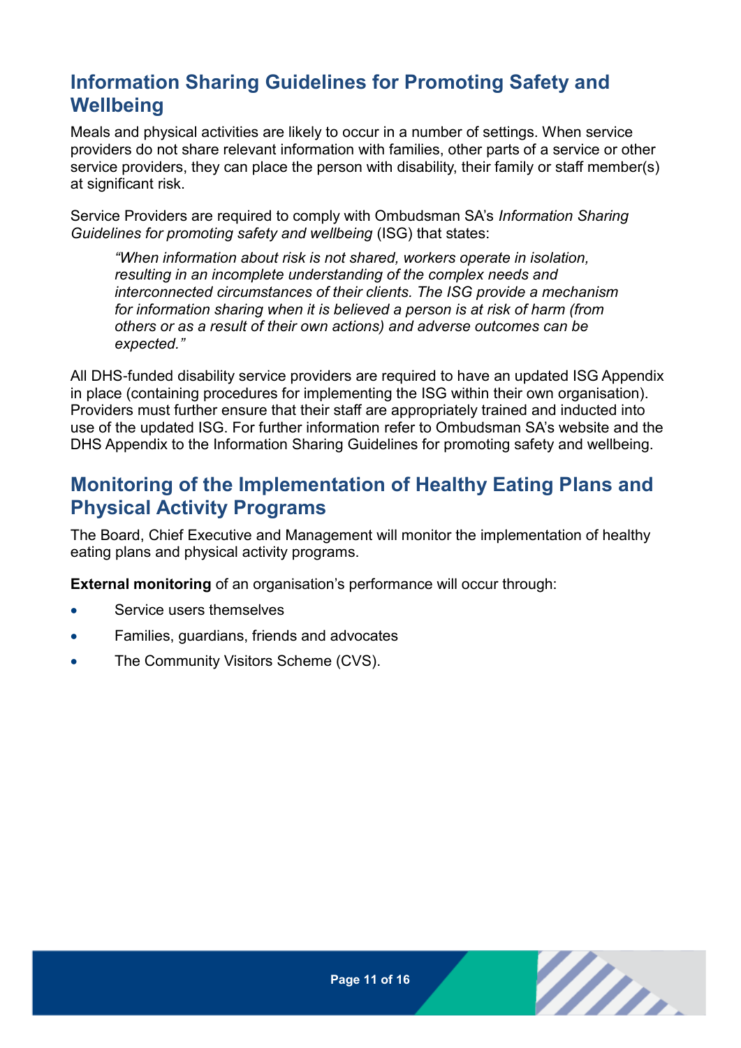## Information Sharing Guidelines for Promoting Safety and Wellbeing

Meals and physical activities are likely to occur in a number of settings. When service providers do not share relevant information with families, other parts of a service or other service providers, they can place the person with disability, their family or staff member(s) at significant risk.

Service Providers are required to comply with Ombudsman SA's *Information Sharing Guidelines for promoting safety and wellbeing* (ISG) that states:

> *"When information about risk is not shared, workers operate in isolation, resulting in an incomplete understanding of the complex needs and interconnected circumstances of their clients. The ISG provide a mechanism for information sharing when it is believed a person is at risk of harm (from others or as a result of their own actions) and adverse outcomes can be expected."*

All DHS-funded disability service providers are required to have an updated ISG Appendix in place (containing procedures for implementing the ISG within their own organisation). Providers must further ensure that their staff are appropriately trained and inducted into use of the updated ISG. For further information refer to Ombudsman SA's website and the DHS Appendix to the Information Sharing Guidelines for promoting safety and wellbeing.

## Monitoring of the Implementation of Healthy Eating Plans and Physical Activity Programs

The Board, Chief Executive and Management will monitor the implementation of healthy eating plans and physical activity programs.

**External monitoring** of an organisation's performance will occur through:

- Service users themselves
- Families, guardians, friends and advocates
- The Community Visitors Scheme (CVS).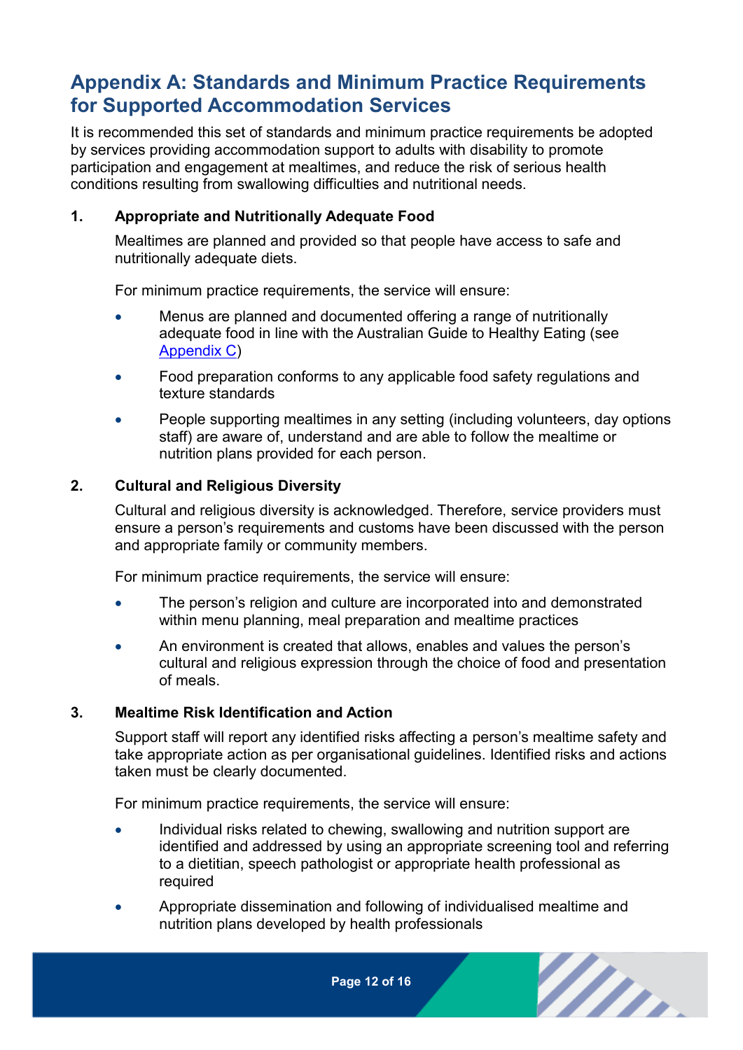## Appendix A: Standards and Minimum Practice Requirements for Supported Accommodation Services

It is recommended this set of standards and minimum practice requirements be adopted by services providing accommodation support to adults with disability to promote participation and engagement at mealtimes, and reduce the risk of serious health conditions resulting from swallowing difficulties and nutritional needs.

### 1. Appropriate and Nutritionally Adequate Food

Mealtimes are planned and provided so that people have access to safe and nutritionally adequate diets.

For minimum practice requirements, the service will ensure:

- Menus are planned and documented offering a range of nutritionally adequate food in line with the Australian Guide to Healthy Eating (see Appendix C)
- Food preparation conforms to any applicable food safety regulations and texture standards
- People supporting mealtimes in any setting (including volunteers, day options staff) are aware of, understand and are able to follow the mealtime or nutrition plans provided for each person.

### 2. Cultural and Religious Diversity

Cultural and religious diversity is acknowledged. Therefore, service providers must ensure a person's requirements and customs have been discussed with the person and appropriate family or community members.

For minimum practice requirements, the service will ensure:

- The person's religion and culture are incorporated into and demonstrated within menu planning, meal preparation and mealtime practices
- An environment is created that allows, enables and values the person's cultural and religious expression through the choice of food and presentation of meals.

### 3. Mealtime Risk Identification and Action

Support staff will report any identified risks affecting a person's mealtime safety and take appropriate action as per organisational guidelines. Identified risks and actions taken must be clearly documented.

For minimum practice requirements, the service will ensure:

- Individual risks related to chewing, swallowing and nutrition support are identified and addressed by using an appropriate screening tool and referring to a dietitian, speech pathologist or appropriate health professional as required
- Appropriate dissemination and following of individualised mealtime and nutrition plans developed by health professionals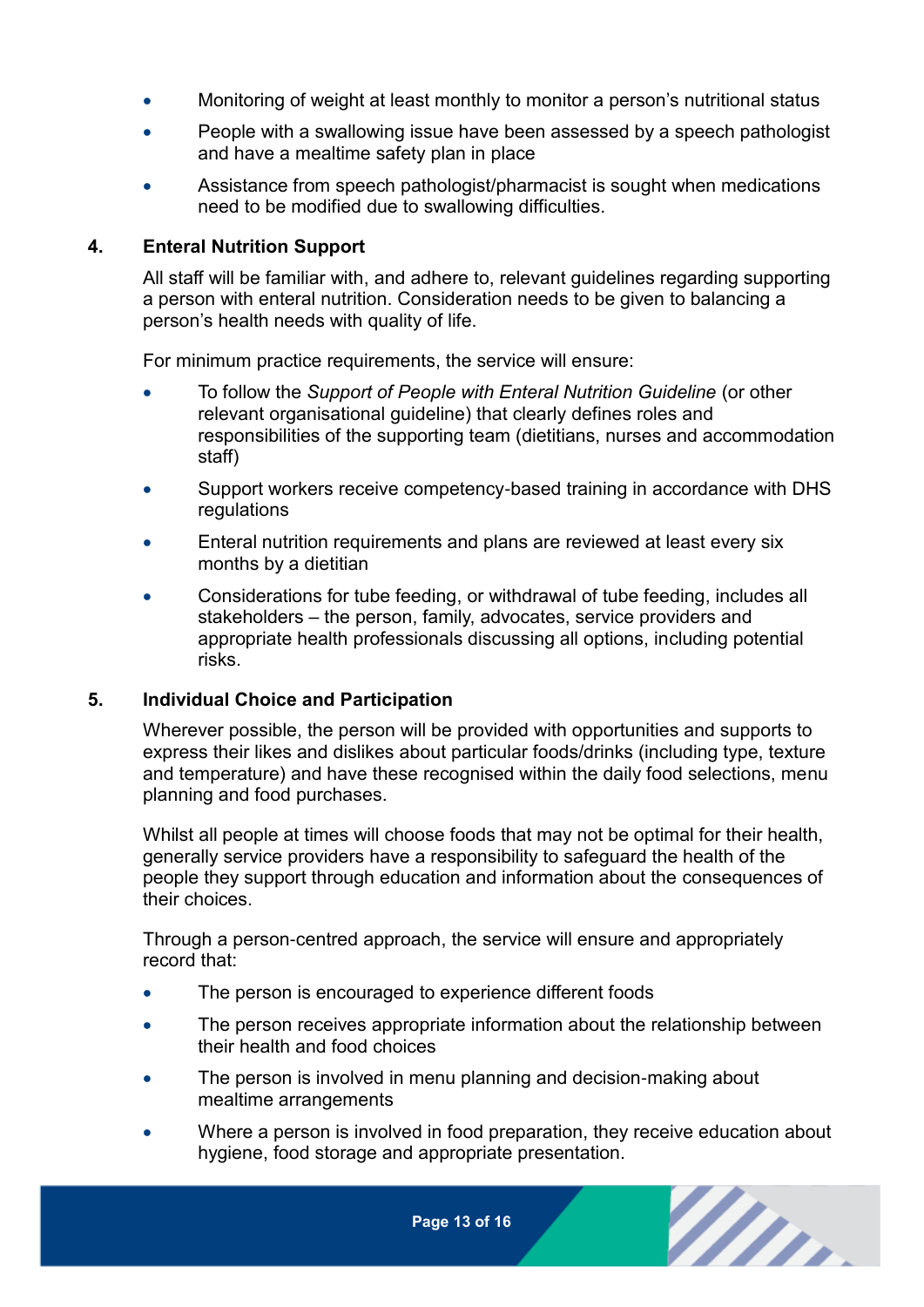- Monitoring of weight at least monthly to monitor a person's nutritional status
- People with a swallowing issue have been assessed by a speech pathologist and have a mealtime safety plan in place
- Assistance from speech pathologist/pharmacist is sought when medications need to be modified due to swallowing difficulties.

## 4. Enteral Nutrition Support

All staff will be familiar with, and adhere to, relevant guidelines regarding supporting a person with enteral nutrition. Consideration needs to be given to balancing a person's health needs with quality of life.

For minimum practice requirements, the service will ensure:

- To follow the *Support of People with Enteral Nutrition Guideline* (or other relevant organisational guideline) that clearly defines roles and responsibilities of the supporting team (dietitians, nurses and accommodation staff)
- Support workers receive competency-based training in accordance with DHS regulations
- Enteral nutrition requirements and plans are reviewed at least every six months by a dietitian
- Considerations for tube feeding, or withdrawal of tube feeding, includes all stakeholders – the person, family, advocates, service providers and appropriate health professionals discussing all options, including potential risks.

## 5. Individual Choice and Participation

Wherever possible, the person will be provided with opportunities and supports to express their likes and dislikes about particular foods/drinks (including type, texture and temperature) and have these recognised within the daily food selections, menu planning and food purchases.

Whilst all people at times will choose foods that may not be optimal for their health, generally service providers have a responsibility to safeguard the health of the people they support through education and information about the consequences of their choices.

Through a person-centred approach, the service will ensure and appropriately record that:

- The person is encouraged to experience different foods
- The person receives appropriate information about the relationship between their health and food choices
- The person is involved in menu planning and decision-making about mealtime arrangements
- Where a person is involved in food preparation, they receive education about hygiene, food storage and appropriate presentation.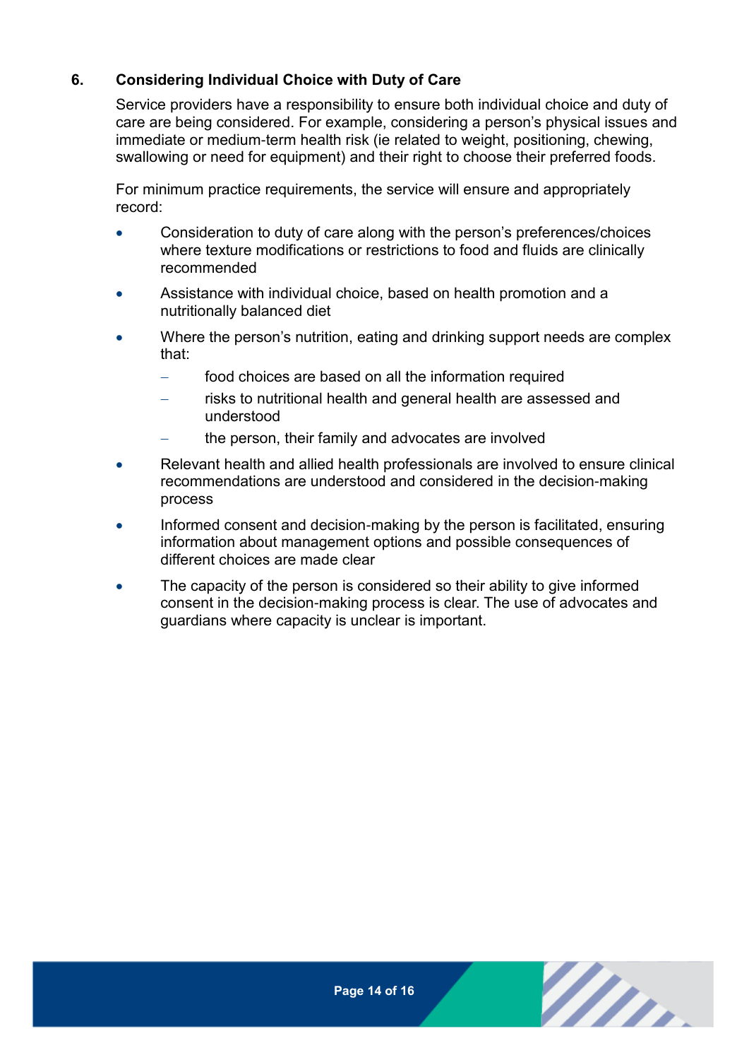## 6. Considering Individual Choice with Duty of Care

Service providers have a responsibility to ensure both individual choice and duty of care are being considered. For example, considering a person's physical issues and immediate or medium-term health risk (ie related to weight, positioning, chewing, swallowing or need for equipment) and their right to choose their preferred foods.

For minimum practice requirements, the service will ensure and appropriately record:

- Consideration to duty of care along with the person's preferences/choices where texture modifications or restrictions to food and fluids are clinically recommended
- Assistance with individual choice, based on health promotion and a nutritionally balanced diet
- Where the person's nutrition, eating and drinking support needs are complex that:
  - food choices are based on all the information required
  - risks to nutritional health and general health are assessed and understood
  - the person, their family and advocates are involved
- Relevant health and allied health professionals are involved to ensure clinical recommendations are understood and considered in the decision-making process
- Informed consent and decision-making by the person is facilitated, ensuring information about management options and possible consequences of different choices are made clear
- The capacity of the person is considered so their ability to give informed consent in the decision-making process is clear. The use of advocates and guardians where capacity is unclear is important.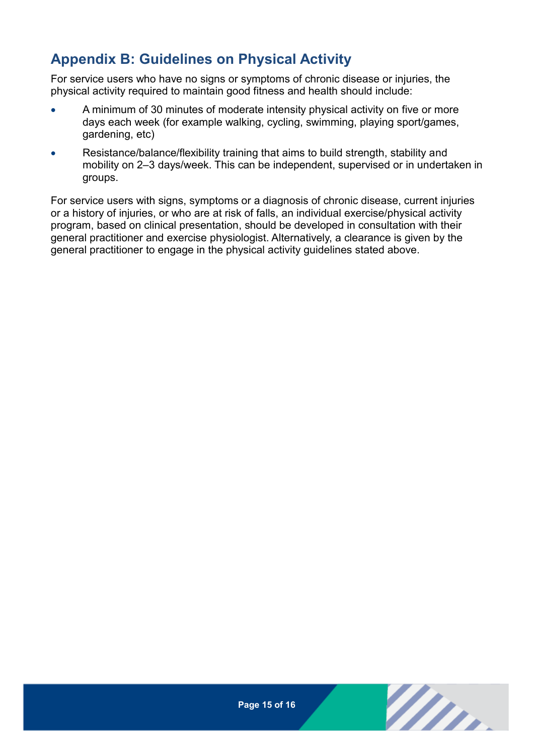## Appendix B: Guidelines on Physical Activity

For service users who have no signs or symptoms of chronic disease or injuries, the physical activity required to maintain good fitness and health should include:

- A minimum of 30 minutes of moderate intensity physical activity on five or more days each week (for example walking, cycling, swimming, playing sport/games, gardening, etc)
- Resistance/balance/flexibility training that aims to build strength, stability and mobility on 2–3 days/week. This can be independent, supervised or in undertaken in groups.

For service users with signs, symptoms or a diagnosis of chronic disease, current injuries or a history of injuries, or who are at risk of falls, an individual exercise/physical activity program, based on clinical presentation, should be developed in consultation with their general practitioner and exercise physiologist. Alternatively, a clearance is given by the general practitioner to engage in the physical activity guidelines stated above.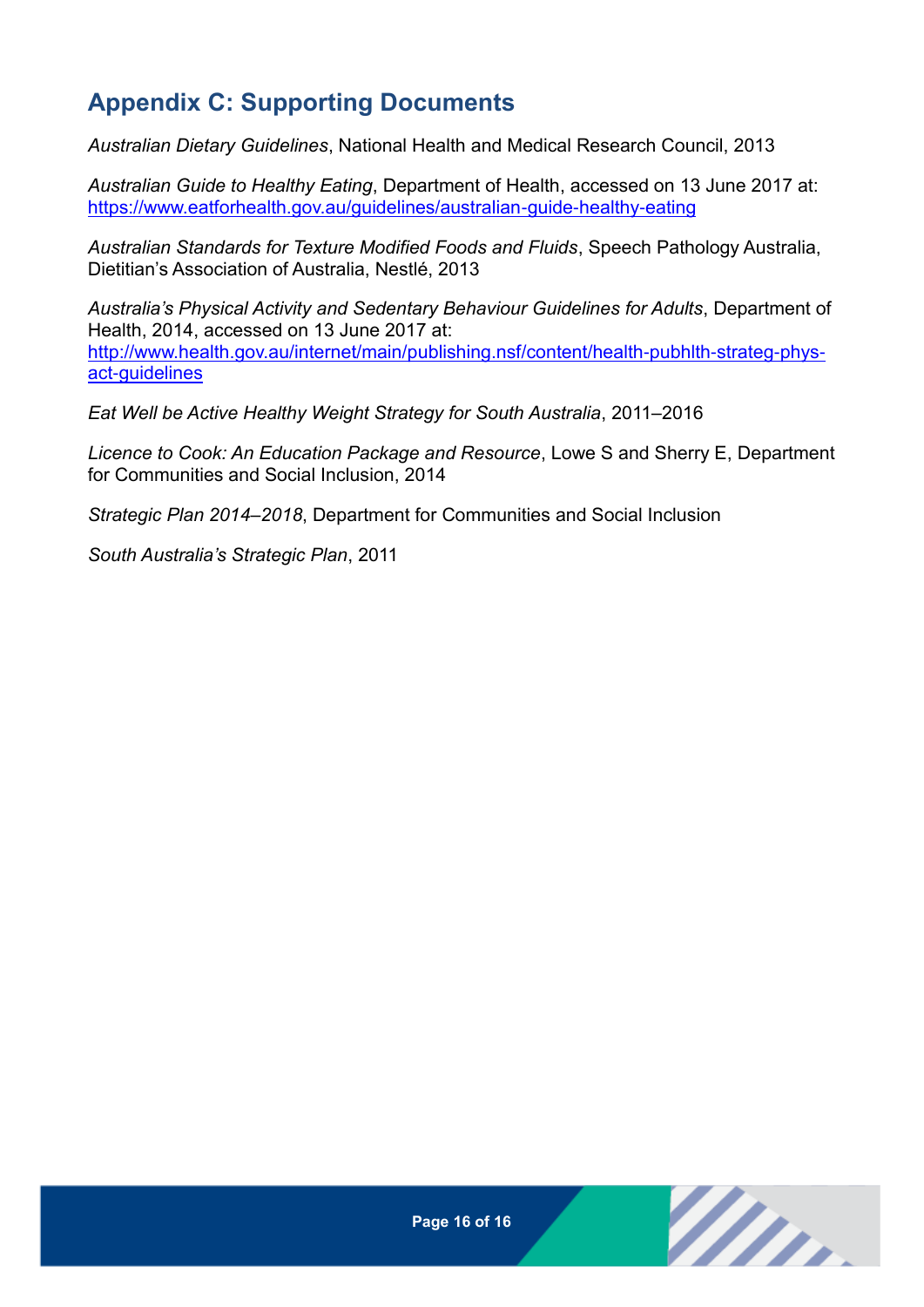## Appendix C: Supporting Documents

*Australian Dietary Guidelines*, National Health and Medical Research Council, 2013

*Australian Guide to Healthy Eating*, Department of Health, accessed on 13 June 2017 at: https://www.eatforhealth.gov.au/guidelines/australian-guide-healthy-eating

*Australian Standards for Texture Modified Foods and Fluids*, Speech Pathology Australia, Dietitian's Association of Australia, Nestlé, 2013

*Australia's Physical Activity and Sedentary Behaviour Guidelines for Adults*, Department of Health, 2014, accessed on 13 June 2017 at: http://www.health.gov.au/internet/main/publishing.nsf/content/health-pubhlth-strateg-phys-act-guidelines

*Eat Well be Active Healthy Weight Strategy for South Australia*, 2011–2016

*Licence to Cook: An Education Package and Resource*, Lowe S and Sherry E, Department for Communities and Social Inclusion, 2014

*Strategic Plan 2014–2018*, Department for Communities and Social Inclusion

*South Australia's Strategic Plan*, 2011